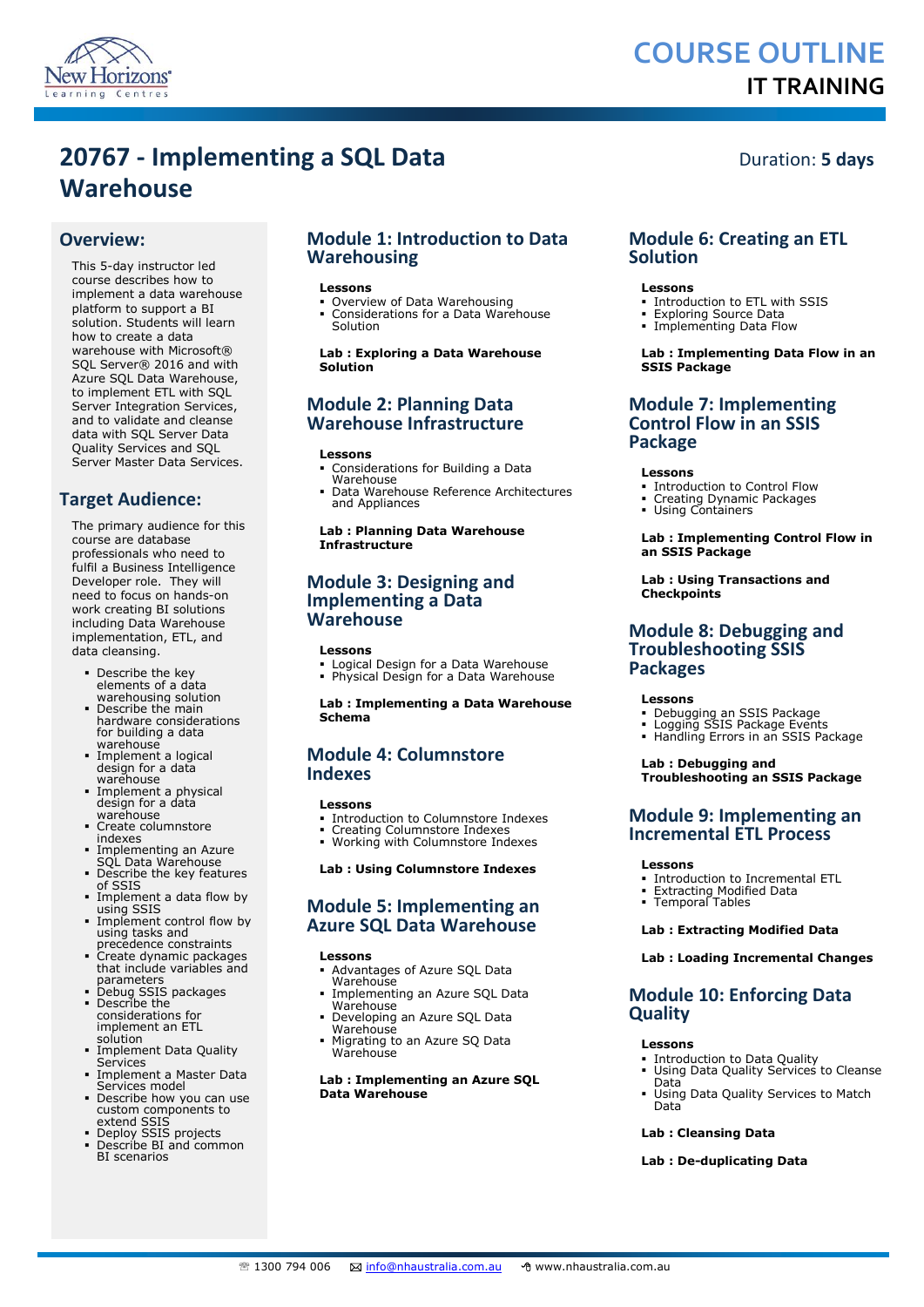# COURSE OUTLINE
## IT TRAINING

# 20767 - Implementing a SQL Data Warehouse

Duration: **5 days**

## Overview:

This 5-day instructor led course describes how to implement a data warehouse platform to support a BI solution. Students will learn how to create a data warehouse with Microsoft® SQL Server® 2016 and with Azure SQL Data Warehouse, to implement ETL with SQL Server Integration Services, and to validate and cleanse data with SQL Server Data Quality Services and SQL Server Master Data Services.

## Target Audience:

The primary audience for this course are database professionals who need to fulfil a Business Intelligence Developer role. They will need to focus on hands-on work creating BI solutions including Data Warehouse implementation, ETL, and data cleansing.

- Describe the key elements of a data warehousing solution
- Describe the main hardware considerations for building a data warehouse
- Implement a logical design for a data warehouse
- Implement a physical design for a data warehouse
- Create columnstore indexes
- Implementing an Azure SQL Data Warehouse
- Describe the key features of SSIS
- Implement a data flow by using SSIS
- Implement control flow by using tasks and precedence constraints
- Create dynamic packages that include variables and parameters
- Debug SSIS packages
- Describe the considerations for implement an ETL solution
- Implement Data Quality Services
- Implement a Master Data Services model
- Describe how you can use custom components to extend SSIS
- Deploy SSIS projects
- Describe BI and common BI scenarios

## Module 1: Introduction to Data Warehousing

**Lessons**
- Overview of Data Warehousing
- Considerations for a Data Warehouse Solution

**Lab : Exploring a Data Warehouse Solution**

## Module 2: Planning Data Warehouse Infrastructure

**Lessons**
- Considerations for Building a Data Warehouse
- Data Warehouse Reference Architectures and Appliances

**Lab : Planning Data Warehouse Infrastructure**

## Module 3: Designing and Implementing a Data Warehouse

**Lessons**
- Logical Design for a Data Warehouse
- Physical Design for a Data Warehouse

**Lab : Implementing a Data Warehouse Schema**

## Module 4: Columnstore Indexes

**Lessons**
- Introduction to Columnstore Indexes
- Creating Columnstore Indexes
- Working with Columnstore Indexes

**Lab : Using Columnstore Indexes**

## Module 5: Implementing an Azure SQL Data Warehouse

**Lessons**
- Advantages of Azure SQL Data Warehouse
- Implementing an Azure SQL Data Warehouse
- Developing an Azure SQL Data Warehouse
- Migrating to an Azure SQ Data Warehouse

**Lab : Implementing an Azure SQL Data Warehouse**

## Module 6: Creating an ETL Solution

**Lessons**
- Introduction to ETL with SSIS
- Exploring Source Data
- Implementing Data Flow

**Lab : Implementing Data Flow in an SSIS Package**

## Module 7: Implementing Control Flow in an SSIS Package

**Lessons**
- Introduction to Control Flow
- Creating Dynamic Packages
- Using Containers

**Lab : Implementing Control Flow in an SSIS Package**

**Lab : Using Transactions and Checkpoints**

## Module 8: Debugging and Troubleshooting SSIS Packages

**Lessons**
- Debugging an SSIS Package
- Logging SSIS Package Events
- Handling Errors in an SSIS Package

**Lab : Debugging and Troubleshooting an SSIS Package**

## Module 9: Implementing an Incremental ETL Process

**Lessons**
- Introduction to Incremental ETL
- Extracting Modified Data
- Temporal Tables

**Lab : Extracting Modified Data**

**Lab : Loading Incremental Changes**

## Module 10: Enforcing Data Quality

**Lessons**
- Introduction to Data Quality
- Using Data Quality Services to Cleanse Data
- Using Data Quality Services to Match Data

**Lab : Cleansing Data**

**Lab : De-duplicating Data**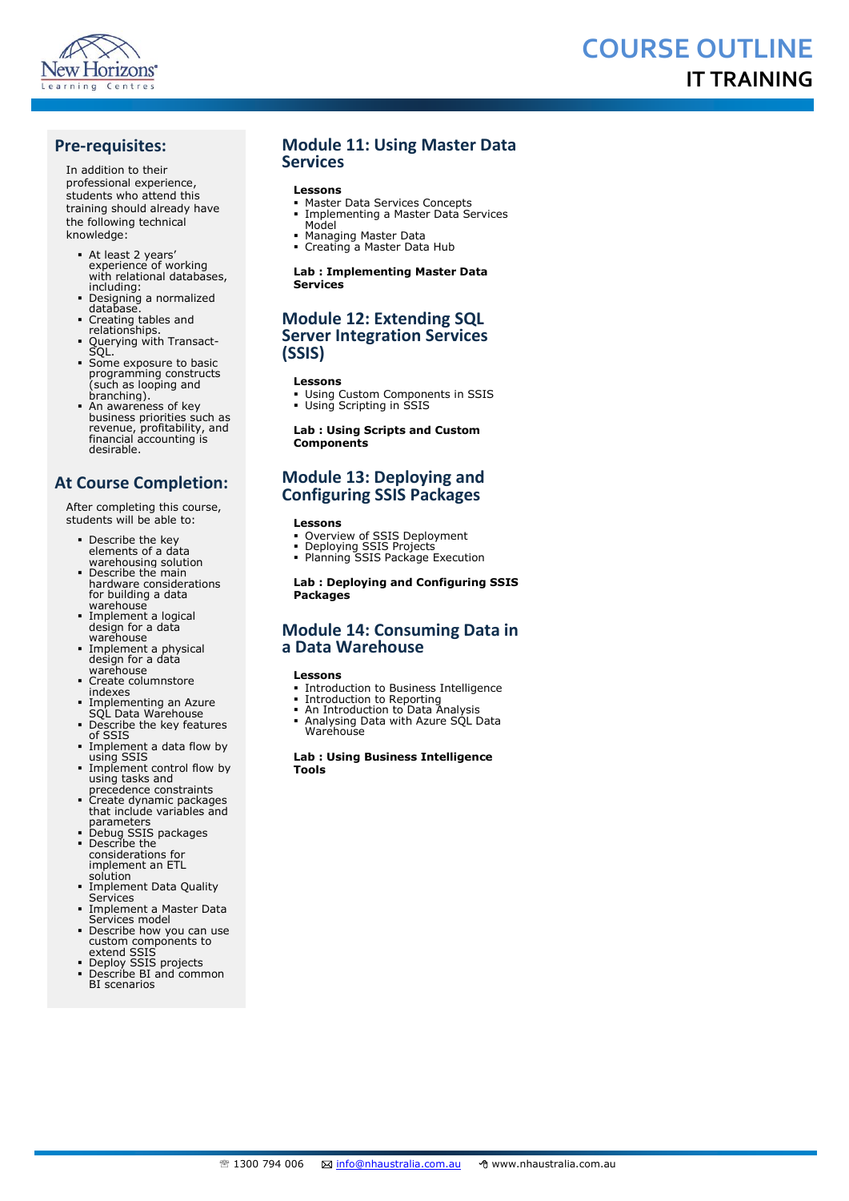## Pre-requisites:

In addition to their professional experience, students who attend this training should already have the following technical knowledge:

- At least 2 years' experience of working with relational databases, including:
- Designing a normalized database.
- Creating tables and relationships.
- Querying with Transact-SQL.
- Some exposure to basic programming constructs (such as looping and branching).
- An awareness of key business priorities such as revenue, profitability, and financial accounting is desirable.

## At Course Completion:

After completing this course, students will be able to:

- Describe the key elements of a data warehousing solution
- Describe the main hardware considerations for building a data warehouse
- Implement a logical design for a data warehouse
- Implement a physical design for a data warehouse
- Create columnstore indexes
- Implementing an Azure SQL Data Warehouse
- Describe the key features of SSIS
- Implement a data flow by using SSIS
- Implement control flow by using tasks and precedence constraints
- Create dynamic packages that include variables and parameters
- Debug SSIS packages
- Describe the considerations for implement an ETL solution
- Implement Data Quality Services
- Implement a Master Data Services model
- Describe how you can use custom components to extend SSIS
- Deploy SSIS projects
- Describe BI and common BI scenarios

## Module 11: Using Master Data Services

**Lessons**

- Master Data Services Concepts
- Implementing a Master Data Services Model
- Managing Master Data
- Creating a Master Data Hub

**Lab : Implementing Master Data Services**

## Module 12: Extending SQL Server Integration Services (SSIS)

**Lessons**

- Using Custom Components in SSIS
- Using Scripting in SSIS

**Lab : Using Scripts and Custom Components**

## Module 13: Deploying and Configuring SSIS Packages

**Lessons**

- Overview of SSIS Deployment
- Deploying SSIS Projects
- Planning SSIS Package Execution

**Lab : Deploying and Configuring SSIS Packages**

## Module 14: Consuming Data in a Data Warehouse

**Lessons**

- Introduction to Business Intelligence
- Introduction to Reporting
- An Introduction to Data Analysis
- Analysing Data with Azure SQL Data Warehouse

**Lab : Using Business Intelligence Tools**